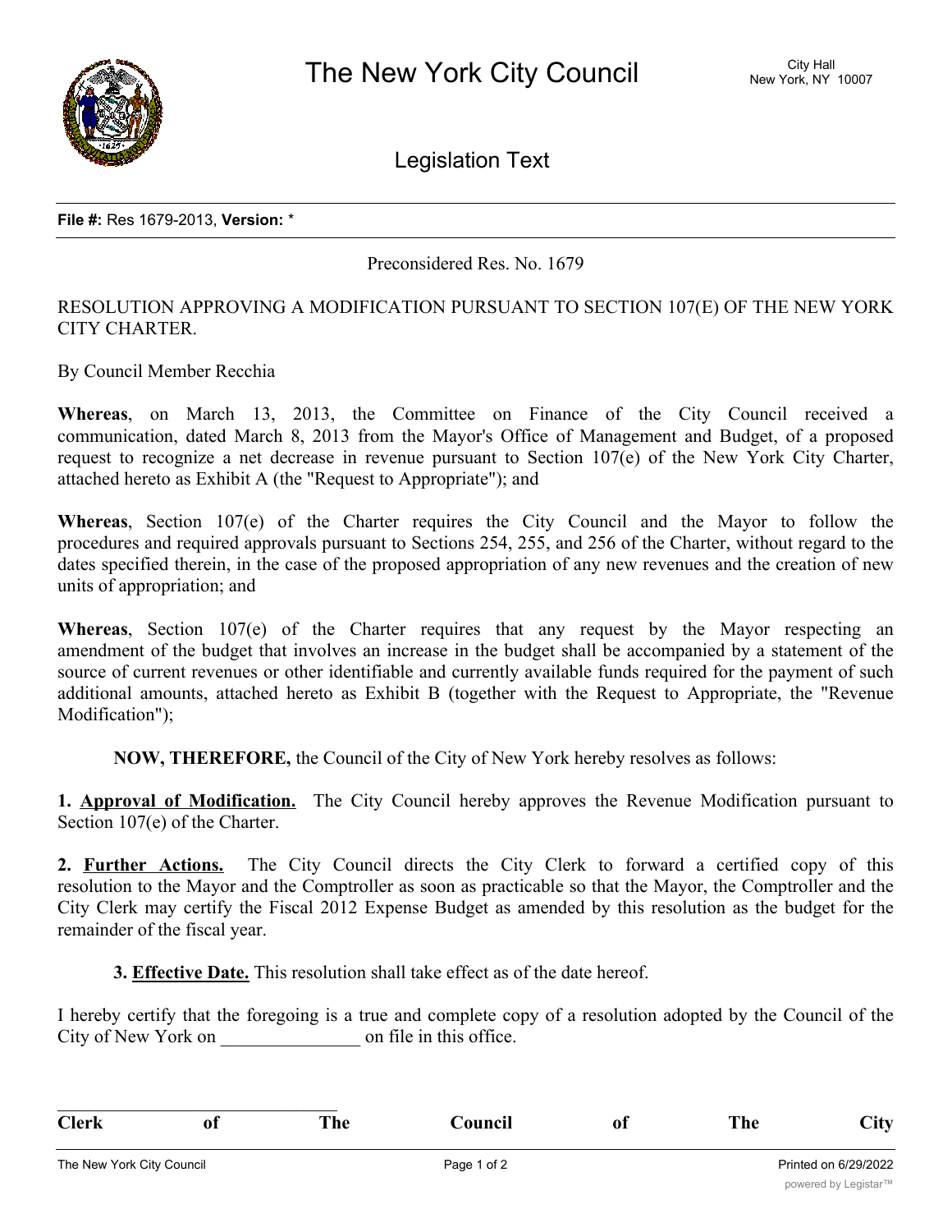**File #:** Res 1679-2013, **Version:** *

Preconsidered Res. No. 1679

RESOLUTION APPROVING A MODIFICATION PURSUANT TO SECTION 107(E) OF THE NEW YORK CITY CHARTER.

By Council Member Recchia

**Whereas**, on March 13, 2013, the Committee on Finance of the City Council received a communication, dated March 8, 2013 from the Mayor's Office of Management and Budget, of a proposed request to recognize a net decrease in revenue pursuant to Section 107(e) of the New York City Charter, attached hereto as Exhibit A (the "Request to Appropriate"); and

**Whereas**, Section 107(e) of the Charter requires the City Council and the Mayor to follow the procedures and required approvals pursuant to Sections 254, 255, and 256 of the Charter, without regard to the dates specified therein, in the case of the proposed appropriation of any new revenues and the creation of new units of appropriation; and

**Whereas**, Section 107(e) of the Charter requires that any request by the Mayor respecting an amendment of the budget that involves an increase in the budget shall be accompanied by a statement of the source of current revenues or other identifiable and currently available funds required for the payment of such additional amounts, attached hereto as Exhibit B (together with the Request to Appropriate, the "Revenue Modification");

**NOW, THEREFORE,** the Council of the City of New York hereby resolves as follows:

**1. Approval of Modification.** The City Council hereby approves the Revenue Modification pursuant to Section 107(e) of the Charter.

**2. Further Actions.** The City Council directs the City Clerk to forward a certified copy of this resolution to the Mayor and the Comptroller as soon as practicable so that the Mayor, the Comptroller and the City Clerk may certify the Fiscal 2012 Expense Budget as amended by this resolution as the budget for the remainder of the fiscal year.

**3. Effective Date.** This resolution shall take effect as of the date hereof.

I hereby certify that the foregoing is a true and complete copy of a resolution adopted by the Council of the City of New York on _______________ on file in this office.

_________________________________

**Clerk of The Council of The City**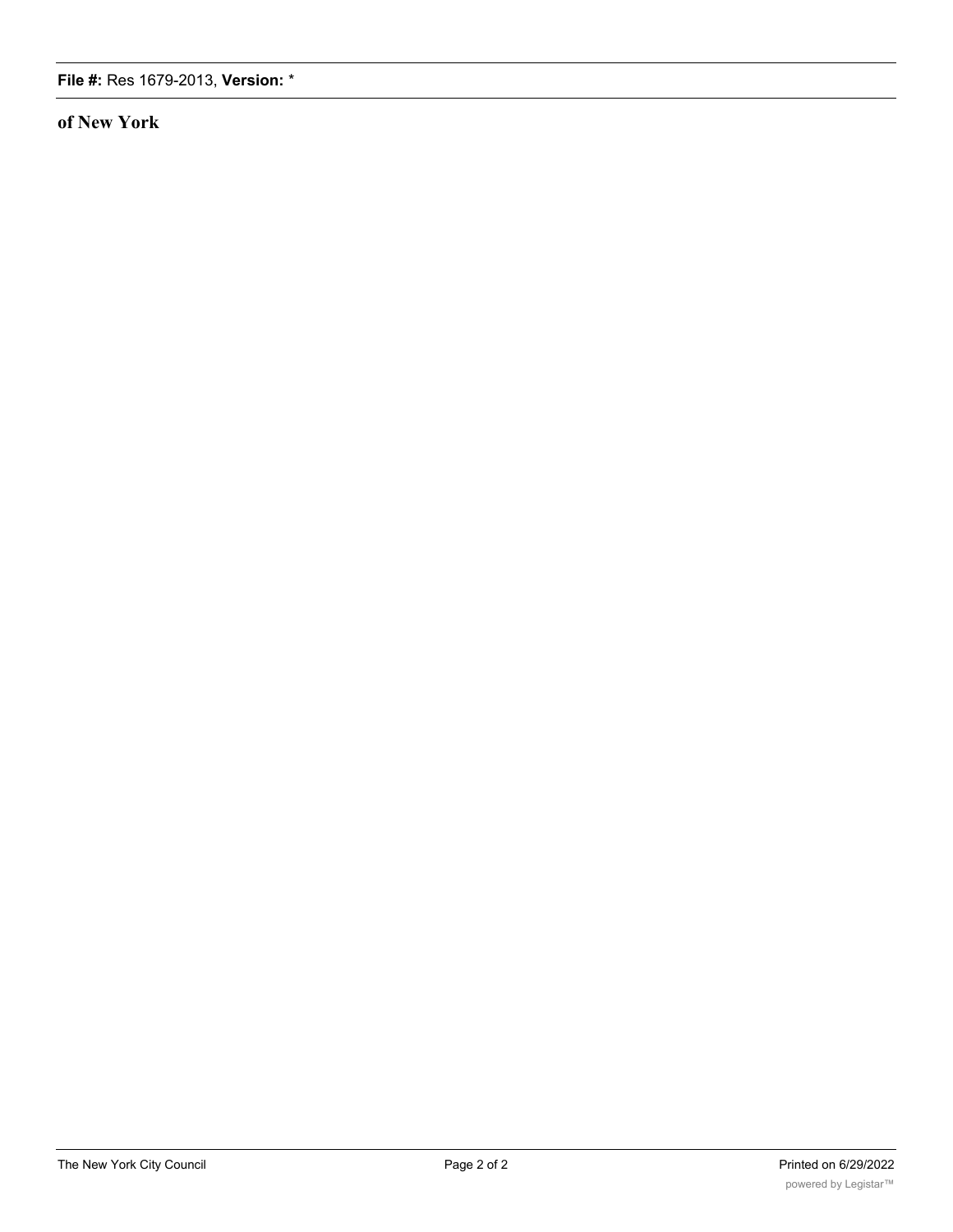**of New York**